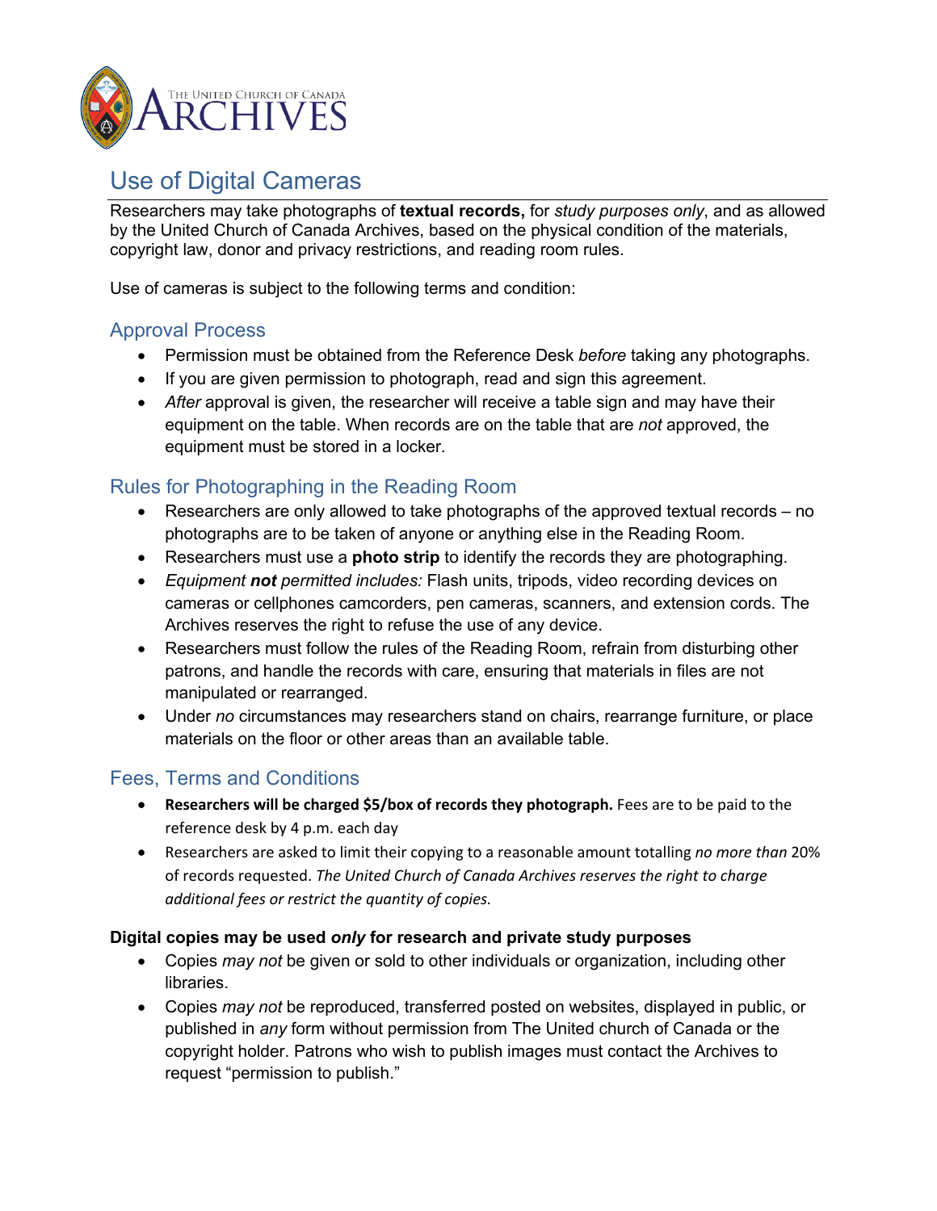THE UNITED CHURCH OF CANADA ARCHIVES

# Use of Digital Cameras

Researchers may take photographs of **textual records,** for *study purposes only*, and as allowed by the United Church of Canada Archives, based on the physical condition of the materials, copyright law, donor and privacy restrictions, and reading room rules.

Use of cameras is subject to the following terms and condition:

## Approval Process

- Permission must be obtained from the Reference Desk *before* taking any photographs.
- If you are given permission to photograph, read and sign this agreement.
- *After* approval is given, the researcher will receive a table sign and may have their equipment on the table. When records are on the table that are *not* approved, the equipment must be stored in a locker.

## Rules for Photographing in the Reading Room

- Researchers are only allowed to take photographs of the approved textual records – no photographs are to be taken of anyone or anything else in the Reading Room.
- Researchers must use a **photo strip** to identify the records they are photographing.
- *Equipment **not** permitted includes:* Flash units, tripods, video recording devices on cameras or cellphones camcorders, pen cameras, scanners, and extension cords. The Archives reserves the right to refuse the use of any device.
- Researchers must follow the rules of the Reading Room, refrain from disturbing other patrons, and handle the records with care, ensuring that materials in files are not manipulated or rearranged.
- Under *no* circumstances may researchers stand on chairs, rearrange furniture, or place materials on the floor or other areas than an available table.

## Fees, Terms and Conditions

- **Researchers will be charged $5/box of records they photograph.** Fees are to be paid to the reference desk by 4 p.m. each day
- Researchers are asked to limit their copying to a reasonable amount totalling *no more than* 20% of records requested. *The United Church of Canada Archives reserves the right to charge additional fees or restrict the quantity of copies.*

**Digital copies may be used *only* for research and private study purposes**

- Copies *may not* be given or sold to other individuals or organization, including other libraries.
- Copies *may not* be reproduced, transferred posted on websites, displayed in public, or published in *any* form without permission from The United church of Canada or the copyright holder. Patrons who wish to publish images must contact the Archives to request "permission to publish."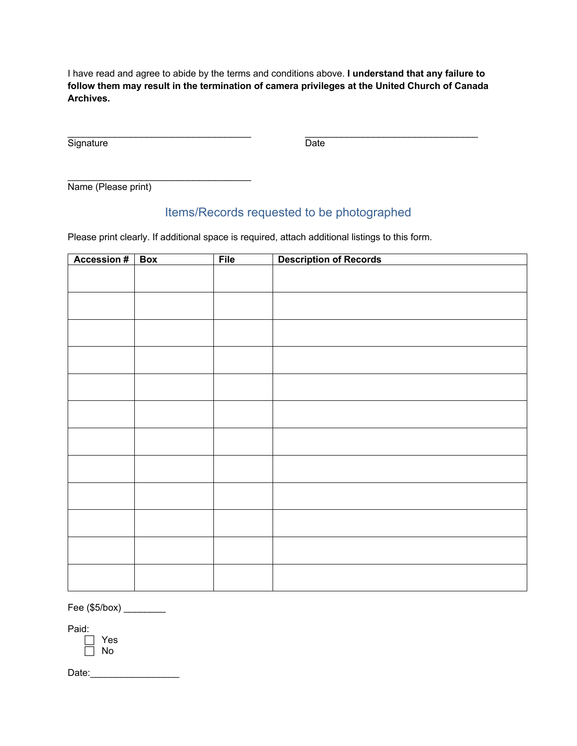I have read and agree to abide by the terms and conditions above. **I understand that any failure to follow them may result in the termination of camera privileges at the United Church of Canada Archives.**

___________________________________ Signature

___________________________________ Date

___________________________________ Name (Please print)

## Items/Records requested to be photographed

Please print clearly. If additional space is required, attach additional listings to this form.

| Accession # | Box | File | Description of Records |
|---|---|---|---|
| | | | |
| | | | |
| | | | |
| | | | |
| | | | |
| | | | |
| | | | |
| | | | |
| | | | |
| | | | |
| | | | |
| | | | |

Fee ($5/box) ________

Paid:
- ☐ Yes
- ☐ No

Date:_________________